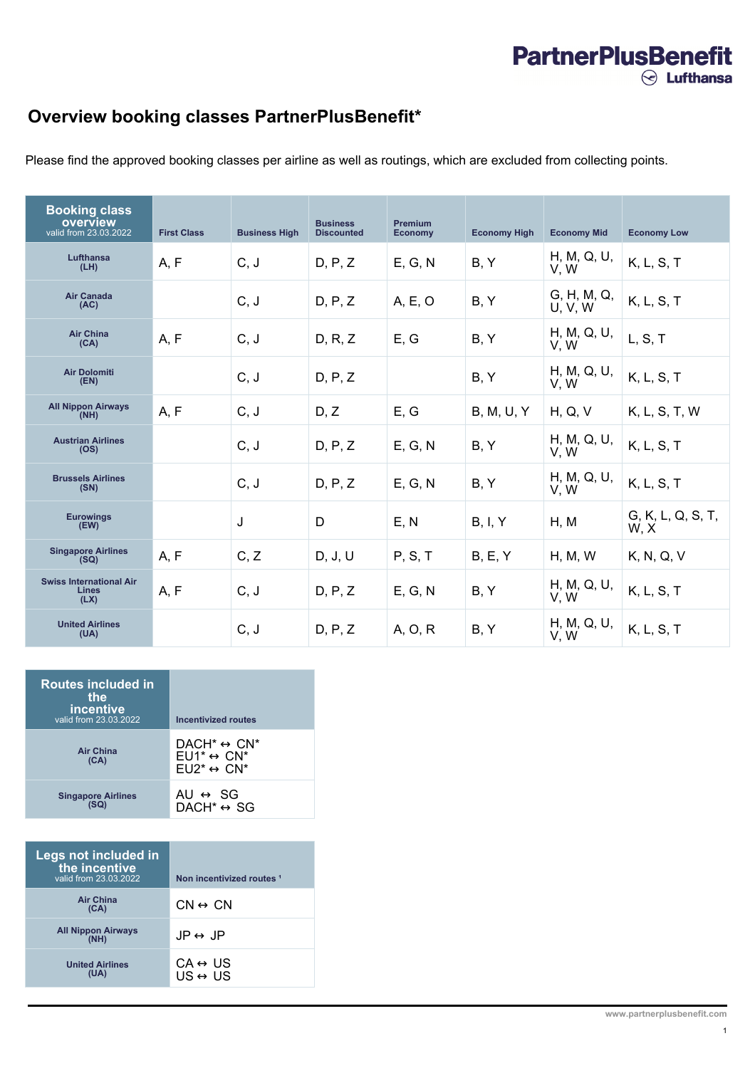PartnerPlusBenefit
Lufthansa

# Overview booking classes PartnerPlusBenefit*

Please find the approved booking classes per airline as well as routings, which are excluded from collecting points.

| Booking class overview valid from 23.03.2022 | First Class | Business High | Business Discounted | Premium Economy | Economy High | Economy Mid | Economy Low |
|---|---|---|---|---|---|---|---|
| Lufthansa (LH) | A, F | C, J | D, P, Z | E, G, N | B, Y | H, M, Q, U, V, W | K, L, S, T |
| Air Canada (AC) | | C, J | D, P, Z | A, E, O | B, Y | G, H, M, Q, U, V, W | K, L, S, T |
| Air China (CA) | A, F | C, J | D, R, Z | E, G | B, Y | H, M, Q, U, V, W | L, S, T |
| Air Dolomiti (EN) | | C, J | D, P, Z | | B, Y | H, M, Q, U, V, W | K, L, S, T |
| All Nippon Airways (NH) | A, F | C, J | D, Z | E, G | B, M, U, Y | H, Q, V | K, L, S, T, W |
| Austrian Airlines (OS) | | C, J | D, P, Z | E, G, N | B, Y | H, M, Q, U, V, W | K, L, S, T |
| Brussels Airlines (SN) | | C, J | D, P, Z | E, G, N | B, Y | H, M, Q, U, V, W | K, L, S, T |
| Eurowings (EW) | | J | D | E, N | B, I, Y | H, M | G, K, L, Q, S, T, W, X |
| Singapore Airlines (SQ) | A, F | C, Z | D, J, U | P, S, T | B, E, Y | H, M, W | K, N, Q, V |
| Swiss International Air Lines (LX) | A, F | C, J | D, P, Z | E, G, N | B, Y | H, M, Q, U, V, W | K, L, S, T |
| United Airlines (UA) | | C, J | D, P, Z | A, O, R | B, Y | H, M, Q, U, V, W | K, L, S, T |

| Routes included in the incentive valid from 23.03.2022 | Incentivized routes |
|---|---|
| Air China (CA) | DACH* ↔ CN*<br>EU1* ↔ CN*<br>EU2* ↔ CN* |
| Singapore Airlines (SQ) | AU ↔ SG<br>DACH* ↔ SG |

| Legs not included in the incentive valid from 23.03.2022 | Non incentivized routes [1] |
|---|---|
| Air China (CA) | CN ↔ CN |
| All Nippon Airways (NH) | JP ↔ JP |
| United Airlines (UA) | CA ↔ US<br>US ↔ US |

www.partnerplusbenefit.com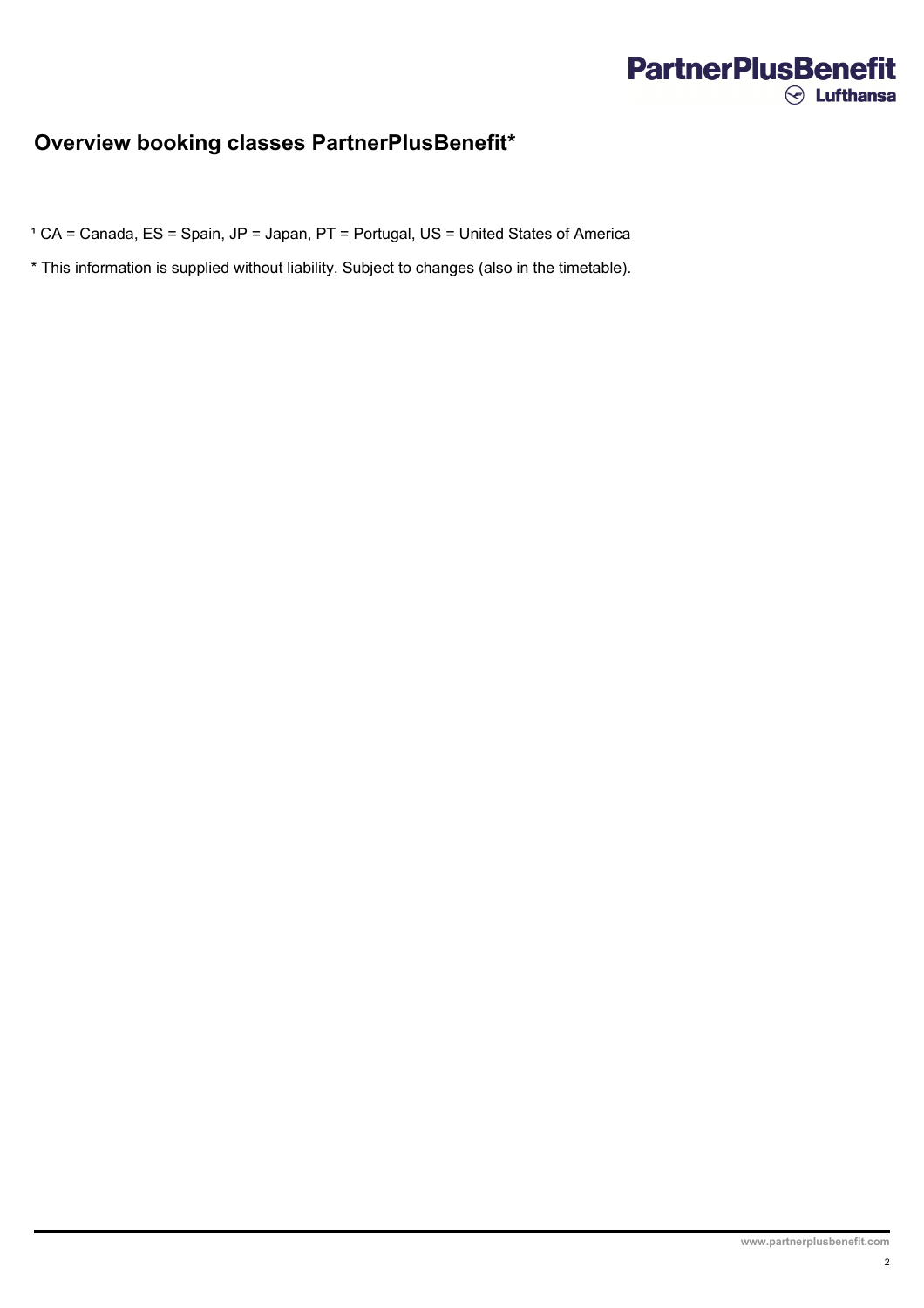## Overview booking classes PartnerPlusBenefit*

[1] CA = Canada, ES = Spain, JP = Japan, PT = Portugal, US = United States of America

* This information is supplied without liability. Subject to changes (also in the timetable).